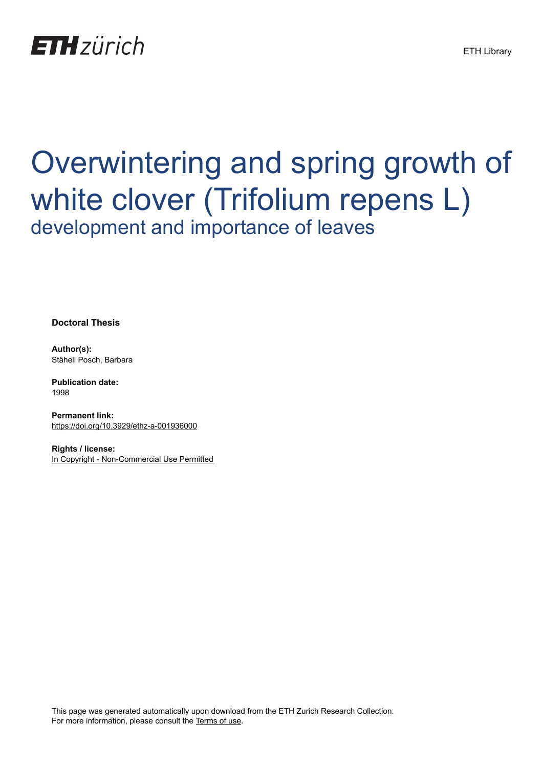ETH Library

# Overwintering and spring growth of white clover (Trifolium repens L)

## development and importance of leaves

**Doctoral Thesis**

**Author(s):**
Stäheli Posch, Barbara

**Publication date:**
1998

**Permanent link:**
https://doi.org/10.3929/ethz-a-001936000

**Rights / license:**
In Copyright - Non-Commercial Use Permitted

This page was generated automatically upon download from the ETH Zurich Research Collection.
For more information, please consult the Terms of use.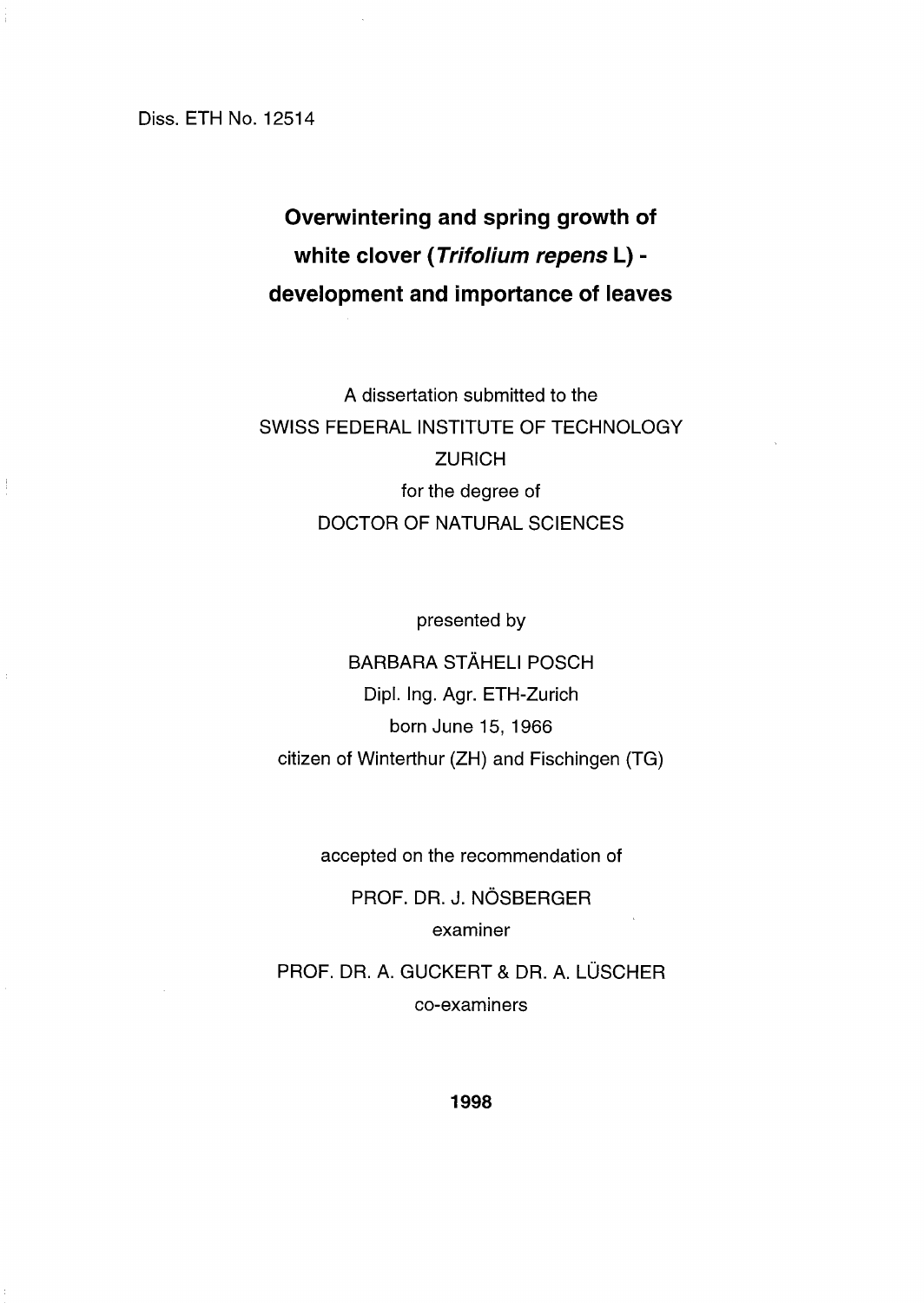Diss. ETH No. 12514

# Overwintering and spring growth of white clover (*Trifolium repens* L) - development and importance of leaves

A dissertation submitted to the
SWISS FEDERAL INSTITUTE OF TECHNOLOGY
ZURICH
for the degree of
DOCTOR OF NATURAL SCIENCES

presented by

BARBARA STÄHELI POSCH
Dipl. Ing. Agr. ETH-Zurich
born June 15, 1966
citizen of Winterthur (ZH) and Fischingen (TG)

accepted on the recommendation of

PROF. DR. J. NÖSBERGER
examiner

PROF. DR. A. GUCKERT & DR. A. LÜSCHER
co-examiners

**1998**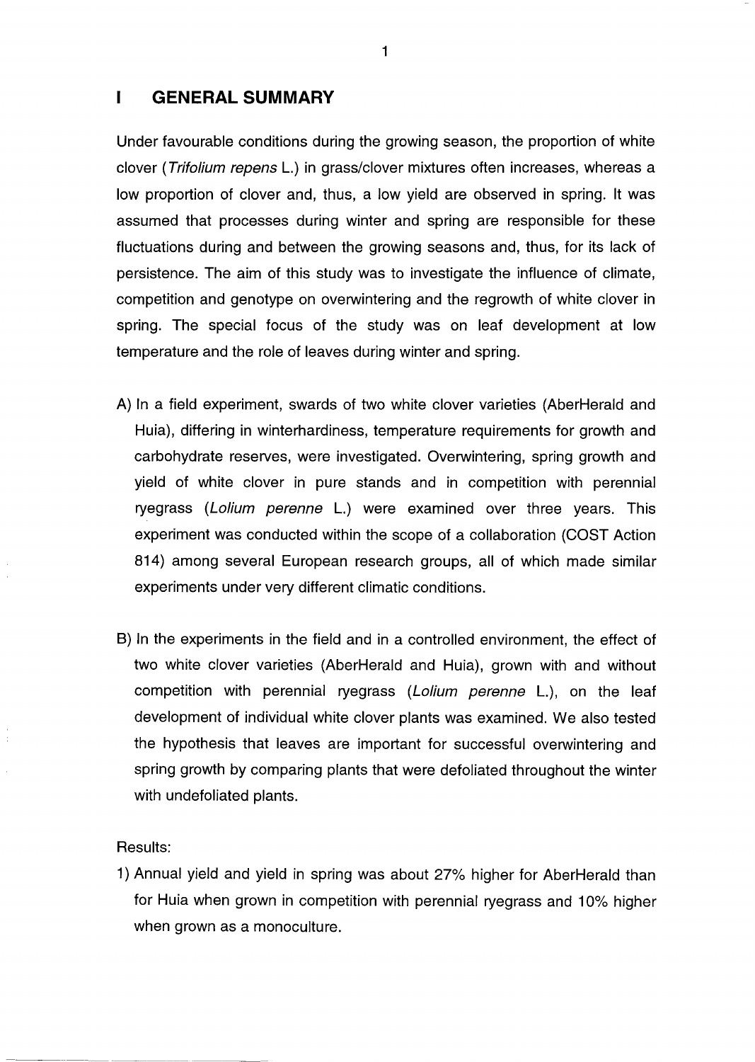# I GENERAL SUMMARY

Under favourable conditions during the growing season, the proportion of white clover (*Trifolium repens* L.) in grass/clover mixtures often increases, whereas a low proportion of clover and, thus, a low yield are observed in spring. It was assumed that processes during winter and spring are responsible for these fluctuations during and between the growing seasons and, thus, for its lack of persistence. The aim of this study was to investigate the influence of climate, competition and genotype on overwintering and the regrowth of white clover in spring. The special focus of the study was on leaf development at low temperature and the role of leaves during winter and spring.

A) In a field experiment, swards of two white clover varieties (AberHerald and Huia), differing in winterhardiness, temperature requirements for growth and carbohydrate reserves, were investigated. Overwintering, spring growth and yield of white clover in pure stands and in competition with perennial ryegrass (*Lolium perenne* L.) were examined over three years. This experiment was conducted within the scope of a collaboration (COST Action 814) among several European research groups, all of which made similar experiments under very different climatic conditions.

B) In the experiments in the field and in a controlled environment, the effect of two white clover varieties (AberHerald and Huia), grown with and without competition with perennial ryegrass (*Lolium perenne* L.), on the leaf development of individual white clover plants was examined. We also tested the hypothesis that leaves are important for successful overwintering and spring growth by comparing plants that were defoliated throughout the winter with undefoliated plants.

Results:

1) Annual yield and yield in spring was about 27% higher for AberHerald than for Huia when grown in competition with perennial ryegrass and 10% higher when grown as a monoculture.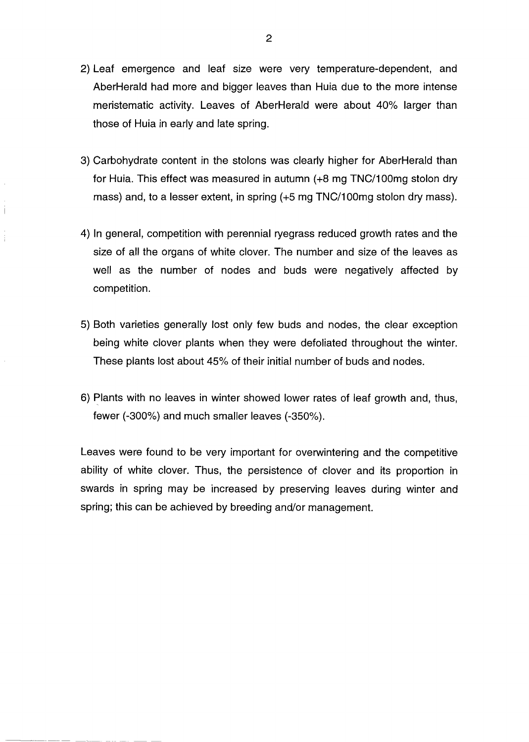2) Leaf emergence and leaf size were very temperature-dependent, and AberHerald had more and bigger leaves than Huia due to the more intense meristematic activity. Leaves of AberHerald were about 40% larger than those of Huia in early and late spring.

3) Carbohydrate content in the stolons was clearly higher for AberHerald than for Huia. This effect was measured in autumn (+8 mg TNC/100mg stolon dry mass) and, to a lesser extent, in spring (+5 mg TNC/100mg stolon dry mass).

4) In general, competition with perennial ryegrass reduced growth rates and the size of all the organs of white clover. The number and size of the leaves as well as the number of nodes and buds were negatively affected by competition.

5) Both varieties generally lost only few buds and nodes, the clear exception being white clover plants when they were defoliated throughout the winter. These plants lost about 45% of their initial number of buds and nodes.

6) Plants with no leaves in winter showed lower rates of leaf growth and, thus, fewer (-300%) and much smaller leaves (-350%).

Leaves were found to be very important for overwintering and the competitive ability of white clover. Thus, the persistence of clover and its proportion in swards in spring may be increased by preserving leaves during winter and spring; this can be achieved by breeding and/or management.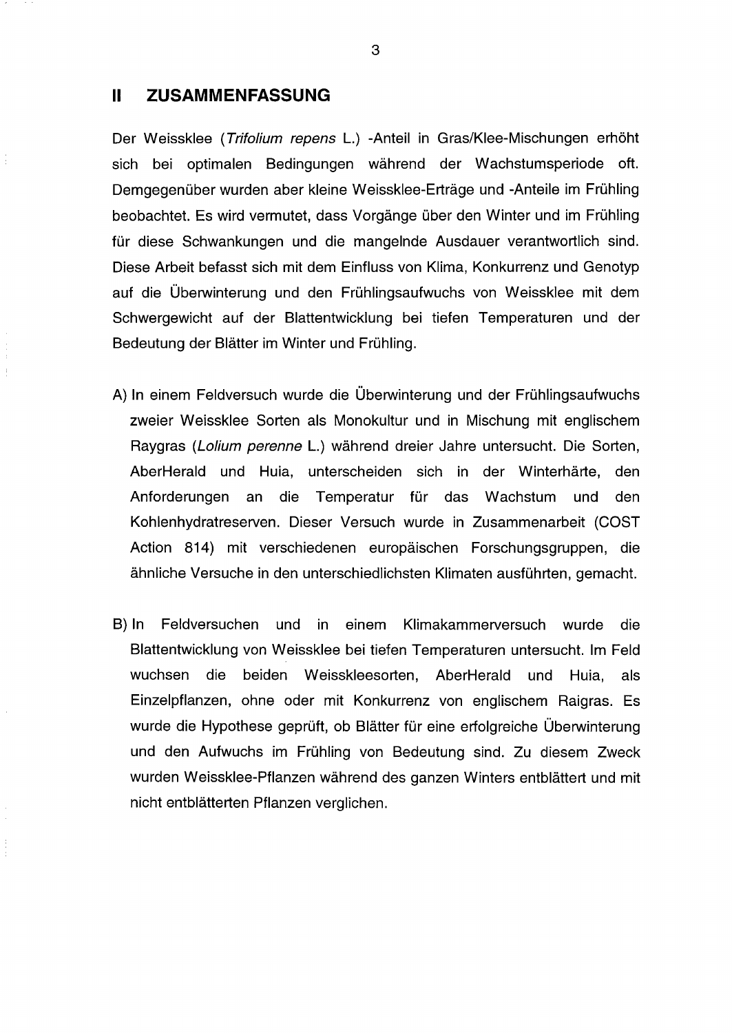## II ZUSAMMENFASSUNG

Der Weissklee (*Trifolium repens* L.) -Anteil in Gras/Klee-Mischungen erhöht sich bei optimalen Bedingungen während der Wachstumsperiode oft. Demgegenüber wurden aber kleine Weissklee-Erträge und -Anteile im Frühling beobachtet. Es wird vermutet, dass Vorgänge über den Winter und im Frühling für diese Schwankungen und die mangelnde Ausdauer verantwortlich sind. Diese Arbeit befasst sich mit dem Einfluss von Klima, Konkurrenz und Genotyp auf die Überwinterung und den Frühlingsaufwuchs von Weissklee mit dem Schwergewicht auf der Blattentwicklung bei tiefen Temperaturen und der Bedeutung der Blätter im Winter und Frühling.

A) In einem Feldversuch wurde die Überwinterung und der Frühlingsaufwuchs zweier Weissklee Sorten als Monokultur und in Mischung mit englischem Raygras (*Lolium perenne* L.) während dreier Jahre untersucht. Die Sorten, AberHerald und Huia, unterscheiden sich in der Winterhärte, den Anforderungen an die Temperatur für das Wachstum und den Kohlenhydratreserven. Dieser Versuch wurde in Zusammenarbeit (COST Action 814) mit verschiedenen europäischen Forschungsgruppen, die ähnliche Versuche in den unterschiedlichsten Klimaten ausführten, gemacht.

B) In Feldversuchen und in einem Klimakammerversuch wurde die Blattentwicklung von Weissklee bei tiefen Temperaturen untersucht. Im Feld wuchsen die beiden Weisskleesorten, AberHerald und Huia, als Einzelpflanzen, ohne oder mit Konkurrenz von englischem Raigras. Es wurde die Hypothese geprüft, ob Blätter für eine erfolgreiche Überwinterung und den Aufwuchs im Frühling von Bedeutung sind. Zu diesem Zweck wurden Weissklee-Pflanzen während des ganzen Winters entblättert und mit nicht entblätterten Pflanzen verglichen.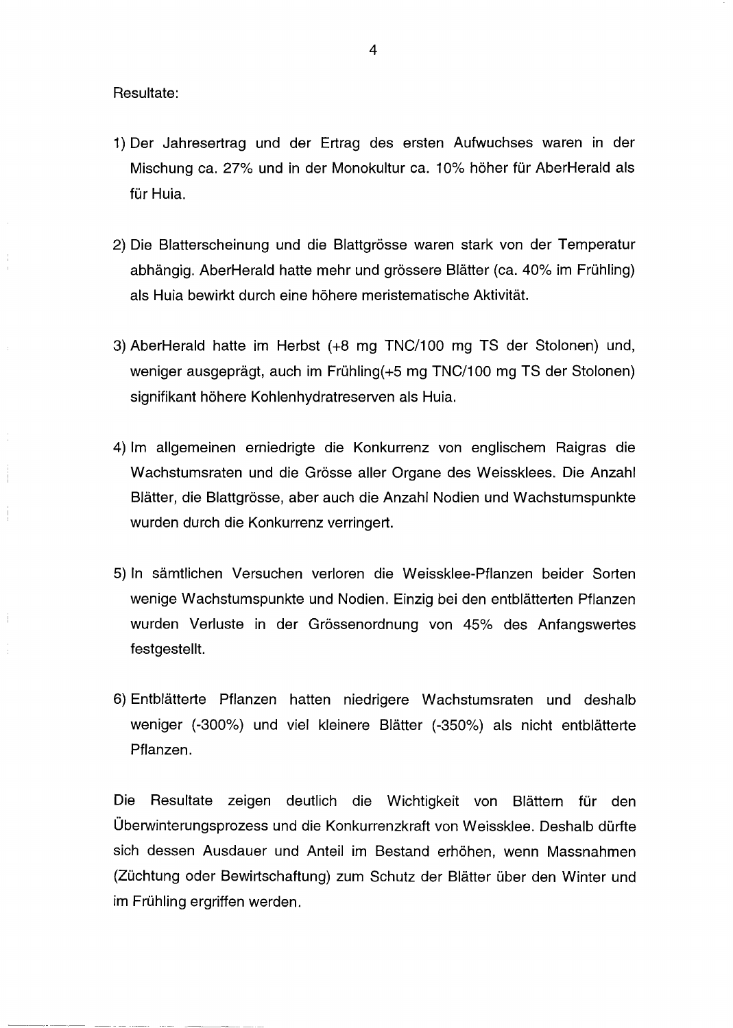Resultate:

1) Der Jahresertrag und der Ertrag des ersten Aufwuchses waren in der Mischung ca. 27% und in der Monokultur ca. 10% höher für AberHerald als für Huia.

2) Die Blatterscheinung und die Blattgrösse waren stark von der Temperatur abhängig. AberHerald hatte mehr und grössere Blätter (ca. 40% im Frühling) als Huia bewirkt durch eine höhere meristematische Aktivität.

3) AberHerald hatte im Herbst (+8 mg TNC/100 mg TS der Stolonen) und, weniger ausgeprägt, auch im Frühling(+5 mg TNC/100 mg TS der Stolonen) signifikant höhere Kohlenhydratreserven als Huia.

4) Im allgemeinen erniedrigte die Konkurrenz von englischem Raigras die Wachstumsraten und die Grösse aller Organe des Weissklees. Die Anzahl Blätter, die Blattgrösse, aber auch die Anzahl Nodien und Wachstumspunkte wurden durch die Konkurrenz verringert.

5) In sämtlichen Versuchen verloren die Weissklee-Pflanzen beider Sorten wenige Wachstumspunkte und Nodien. Einzig bei den entblätterten Pflanzen wurden Verluste in der Grössenordnung von 45% des Anfangswertes festgestellt.

6) Entblätterte Pflanzen hatten niedrigere Wachstumsraten und deshalb weniger (-300%) und viel kleinere Blätter (-350%) als nicht entblätterte Pflanzen.

Die Resultate zeigen deutlich die Wichtigkeit von Blättern für den Überwinterungsprozess und die Konkurrenzkraft von Weissklee. Deshalb dürfte sich dessen Ausdauer und Anteil im Bestand erhöhen, wenn Massnahmen (Züchtung oder Bewirtschaftung) zum Schutz der Blätter über den Winter und im Frühling ergriffen werden.